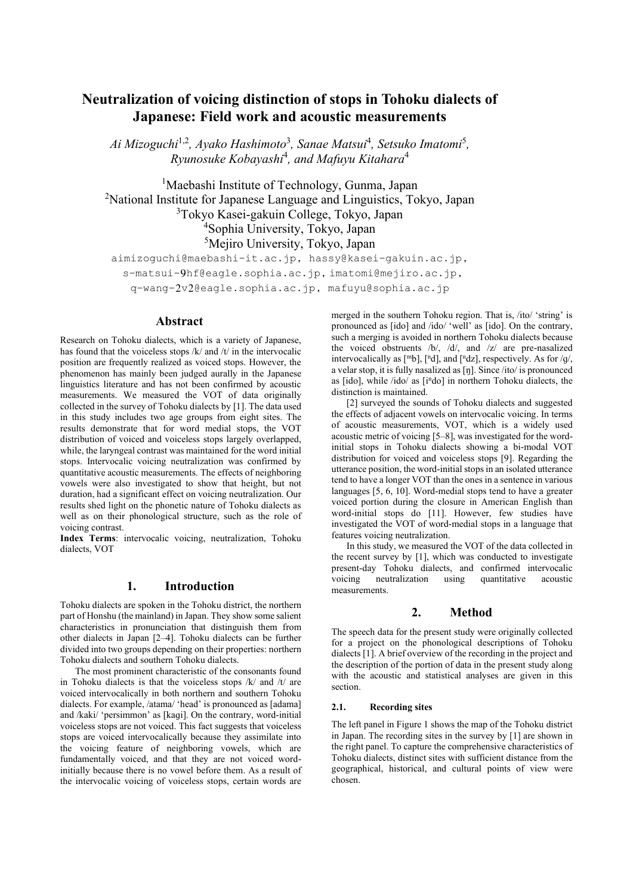# Neutralization of voicing distinction of stops in Tohoku dialects of Japanese: Field work and acoustic measurements

*Ai Mizoguchi*[1,2], *Ayako Hashimoto*[3], *Sanae Matsui*[4], *Setsuko Imatomi*[5], *Ryunosuke Kobayashi*[4], *and Mafuyu Kitahara*[4]

[1]Maebashi Institute of Technology, Gunma, Japan
[2]National Institute for Japanese Language and Linguistics, Tokyo, Japan
[3]Tokyo Kasei-gakuin College, Tokyo, Japan
[4]Sophia University, Tokyo, Japan
[5]Mejiro University, Tokyo, Japan

aimizoguchi@maebashi-it.ac.jp, hassy@kasei-gakuin.ac.jp, s-matsui-9hf@eagle.sophia.ac.jp, imatomi@mejiro.ac.jp, q-wang-2v2@eagle.sophia.ac.jp, mafuyu@sophia.ac.jp

## Abstract

Research on Tohoku dialects, which is a variety of Japanese, has found that the voiceless stops /k/ and /t/ in the intervocalic position are frequently realized as voiced stops. However, the phenomenon has mainly been judged aurally in the Japanese linguistics literature and has not been confirmed by acoustic measurements. We measured the VOT of data originally collected in the survey of Tohoku dialects by [1]. The data used in this study includes two age groups from eight sites. The results demonstrate that for word medial stops, the VOT distribution of voiced and voiceless stops largely overlapped, while, the laryngeal contrast was maintained for the word initial stops. Intervocalic voicing neutralization was confirmed by quantitative acoustic measurements. The effects of neighboring vowels were also investigated to show that height, but not duration, had a significant effect on voicing neutralization. Our results shed light on the phonetic nature of Tohoku dialects as well as on their phonological structure, such as the role of voicing contrast.

**Index Terms**: intervocalic voicing, neutralization, Tohoku dialects, VOT

## 1. Introduction

Tohoku dialects are spoken in the Tohoku district, the northern part of Honshu (the mainland) in Japan. They show some salient characteristics in pronunciation that distinguish them from other dialects in Japan [2–4]. Tohoku dialects can be further divided into two groups depending on their properties: northern Tohoku dialects and southern Tohoku dialects.

The most prominent characteristic of the consonants found in Tohoku dialects is that the voiceless stops /k/ and /t/ are voiced intervocalically in both northern and southern Tohoku dialects. For example, /atama/ 'head' is pronounced as [adama] and /kaki/ 'persimmon' as [kagi]. On the contrary, word-initial voiceless stops are not voiced. This fact suggests that voiceless stops are voiced intervocalically because they assimilate into the voicing feature of neighboring vowels, which are fundamentally voiced, and that they are not voiced word-initially because there is no vowel before them. As a result of the intervocalic voicing of voiceless stops, certain words are merged in the southern Tohoku region. That is, /ito/ 'string' is pronounced as [ido] and /ido/ 'well' as [ido]. On the contrary, such a merging is avoided in northern Tohoku dialects because the voiced obstruents /b/, /d/, and /z/ are pre-nasalized intervocalically as [ᵐb], [ⁿd], and [ⁿdz], respectively. As for /g/, a velar stop, it is fully nasalized as [ŋ]. Since /ito/ is pronounced as [ido], while /ido/ as [iⁿdo] in northern Tohoku dialects, the distinction is maintained.

[2] surveyed the sounds of Tohoku dialects and suggested the effects of adjacent vowels on intervocalic voicing. In terms of acoustic measurements, VOT, which is a widely used acoustic metric of voicing [5–8], was investigated for the word-initial stops in Tohoku dialects showing a bi-modal VOT distribution for voiced and voiceless stops [9]. Regarding the utterance position, the word-initial stops in an isolated utterance tend to have a longer VOT than the ones in a sentence in various languages [5, 6, 10]. Word-medial stops tend to have a greater voiced portion during the closure in American English than word-initial stops do [11]. However, few studies have investigated the VOT of word-medial stops in a language that features voicing neutralization.

In this study, we measured the VOT of the data collected in the recent survey by [1], which was conducted to investigate present-day Tohoku dialects, and confirmed intervocalic voicing neutralization using quantitative acoustic measurements.

## 2. Method

The speech data for the present study were originally collected for a project on the phonological descriptions of Tohoku dialects [1]. A brief overview of the recording in the project and the description of the portion of data in the present study along with the acoustic and statistical analyses are given in this section.

### 2.1. Recording sites

The left panel in Figure 1 shows the map of the Tohoku district in Japan. The recording sites in the survey by [1] are shown in the right panel. To capture the comprehensive characteristics of Tohoku dialects, distinct sites with sufficient distance from the geographical, historical, and cultural points of view were chosen.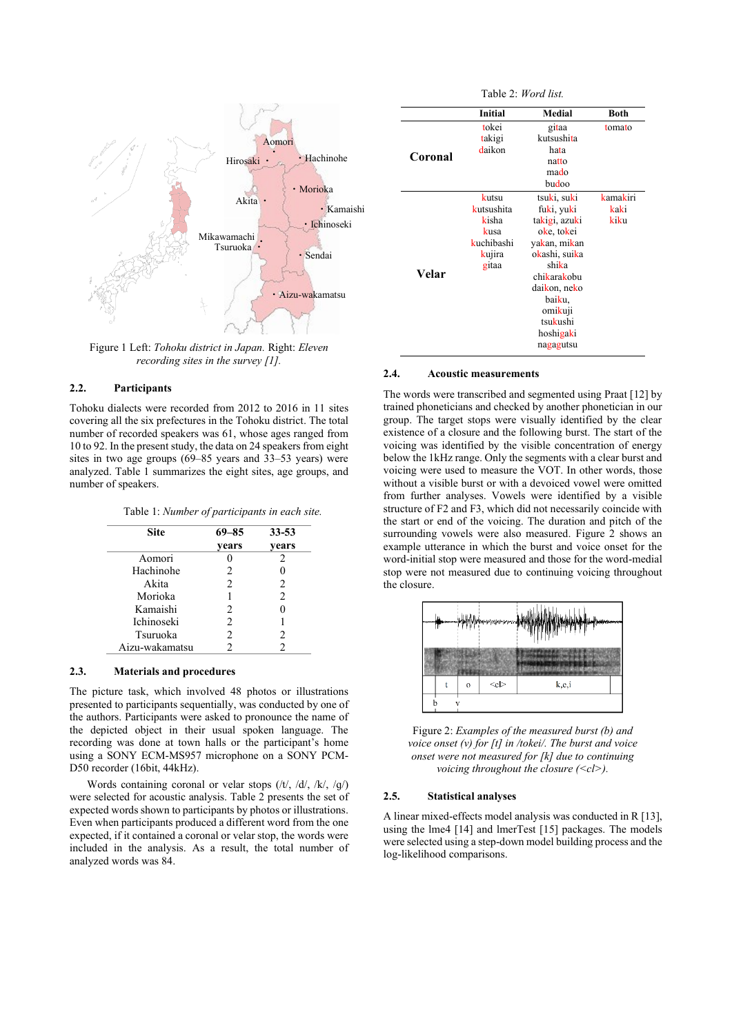Figure 1 Left: *Tohoku district in Japan.* Right: *Eleven recording sites in the survey [1].*

### 2.2. Participants

Tohoku dialects were recorded from 2012 to 2016 in 11 sites covering all the six prefectures in the Tohoku district. The total number of recorded speakers was 61, whose ages ranged from 10 to 92. In the present study, the data on 24 speakers from eight sites in two age groups (69–85 years and 33–53 years) were analyzed. Table 1 summarizes the eight sites, age groups, and number of speakers.

Table 1: *Number of participants in each site.*

| Site | 69–85 years | 33-53 years |
|---|---|---|
| Aomori | 0 | 2 |
| Hachinohe | 2 | 0 |
| Akita | 2 | 2 |
| Morioka | 1 | 2 |
| Kamaishi | 2 | 0 |
| Ichinoseki | 2 | 1 |
| Tsuruoka | 2 | 2 |
| Aizu-wakamatsu | 2 | 2 |

### 2.3. Materials and procedures

The picture task, which involved 48 photos or illustrations presented to participants sequentially, was conducted by one of the authors. Participants were asked to pronounce the name of the depicted object in their usual spoken language. The recording was done at town halls or the participant's home using a SONY ECM-MS957 microphone on a SONY PCM-D50 recorder (16bit, 44kHz).

Words containing coronal or velar stops (/t/, /d/, /k/, /g/) were selected for acoustic analysis. Table 2 presents the set of expected words shown to participants by photos or illustrations. Even when participants produced a different word from the one expected, if it contained a coronal or velar stop, the words were included in the analysis. As a result, the total number of analyzed words was 84.

Table 2: *Word list.*

| | Initial | Medial | Both |
|---|---|---|---|
| **Coronal** | tokei<br>takigi<br>daikon | gitaa<br>kutsushita<br>hata<br>natto<br>mado<br>budoo | tomato |
| **Velar** | kutsu<br>kutsushita<br>kisha<br>kusa<br>kuchibashi<br>kujira<br>gitaa | tsuki, suki<br>fuki, yuki<br>takigi, azuki<br>oke, tokei<br>yakan, mikan<br>okashi, suika<br>shika<br>chikarakobu<br>daikon, neko<br>baiku,<br>omikuji<br>tsukushi<br>hoshigaki<br>nagagutsu | kamakiri<br>kaki<br>kiku |

### 2.4. Acoustic measurements

The words were transcribed and segmented using Praat [12] by trained phoneticians and checked by another phonetician in our group. The target stops were visually identified by the clear existence of a closure and the following burst. The start of the voicing was identified by the visible concentration of energy below the 1kHz range. Only the segments with a clear burst and voicing were used to measure the VOT. In other words, those without a visible burst or with a devoiced vowel were omitted from further analyses. Vowels were identified by a visible structure of F2 and F3, which did not necessarily coincide with the start or end of the voicing. The duration and pitch of the surrounding vowels were also measured. Figure 2 shows an example utterance in which the burst and voice onset for the word-initial stop were measured and those for the word-medial stop were not measured due to continuing voicing throughout the closure.

Figure 2: *Examples of the measured burst (b) and voice onset (v) for [t] in /tokei/. The burst and voice onset were not measured for [k] due to continuing voicing throughout the closure (<cl>).*

### 2.5. Statistical analyses

A linear mixed-effects model analysis was conducted in R [13], using the lme4 [14] and lmerTest [15] packages. The models were selected using a step-down model building process and the log-likelihood comparisons.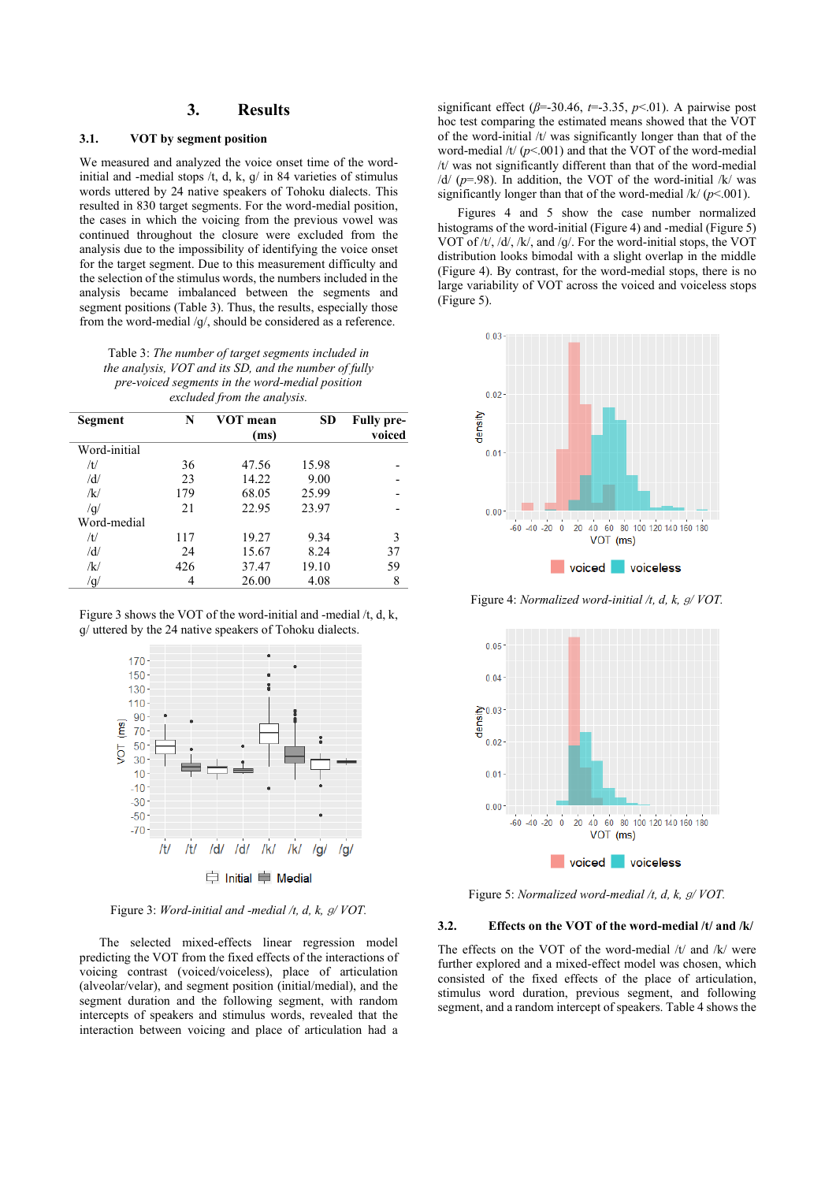## 3. Results

### 3.1. VOT by segment position

We measured and analyzed the voice onset time of the word-initial and -medial stops /t, d, k, g/ in 84 varieties of stimulus words uttered by 24 native speakers of Tohoku dialects. This resulted in 830 target segments. For the word-medial position, the cases in which the voicing from the previous vowel was continued throughout the closure were excluded from the analysis due to the impossibility of identifying the voice onset for the target segment. Due to this measurement difficulty and the selection of the stimulus words, the numbers included in the analysis became imbalanced between the segments and segment positions (Table 3). Thus, the results, especially those from the word-medial /g/, should be considered as a reference.

Table 3: *The number of target segments included in the analysis, VOT and its SD, and the number of fully pre-voiced segments in the word-medial position excluded from the analysis.*

| Segment | N | VOT mean (ms) | SD | Fully pre-voiced |
|---|---|---|---|---|
| Word-initial | | | | |
| /t/ | 36 | 47.56 | 15.98 | - |
| /d/ | 23 | 14.22 | 9.00 | - |
| /k/ | 179 | 68.05 | 25.99 | - |
| /g/ | 21 | 22.95 | 23.97 | - |
| Word-medial | | | | |
| /t/ | 117 | 19.27 | 9.34 | 3 |
| /d/ | 24 | 15.67 | 8.24 | 37 |
| /k/ | 426 | 37.47 | 19.10 | 59 |
| /g/ | 4 | 26.00 | 4.08 | 8 |

Figure 3 shows the VOT of the word-initial and -medial /t, d, k, g/ uttered by the 24 native speakers of Tohoku dialects.

Figure 3: *Word-initial and -medial /t, d, k, g/ VOT.*

The selected mixed-effects linear regression model predicting the VOT from the fixed effects of the interactions of voicing contrast (voiced/voiceless), place of articulation (alveolar/velar), and segment position (initial/medial), and the segment duration and the following segment, with random intercepts of speakers and stimulus words, revealed that the interaction between voicing and place of articulation had a significant effect ($\beta$=-30.46, $t$=-3.35, $p$<.01). A pairwise post hoc test comparing the estimated means showed that the VOT of the word-initial /t/ was significantly longer than that of the word-medial /t/ ($p$<.001) and that the VOT of the word-medial /t/ was not significantly different than that of the word-medial /d/ ($p$=.98). In addition, the VOT of the word-initial /k/ was significantly longer than that of the word-medial /k/ ($p$<.001).

Figures 4 and 5 show the case number normalized histograms of the word-initial (Figure 4) and -medial (Figure 5) VOT of /t/, /d/, /k/, and /g/. For the word-initial stops, the VOT distribution looks bimodal with a slight overlap in the middle (Figure 4). By contrast, for the word-medial stops, there is no large variability of VOT across the voiced and voiceless stops (Figure 5).

Figure 4: *Normalized word-initial /t, d, k, g/ VOT.*

Figure 5: *Normalized word-medial /t, d, k, g/ VOT.*

### 3.2. Effects on the VOT of the word-medial /t/ and /k/

The effects on the VOT of the word-medial /t/ and /k/ were further explored and a mixed-effect model was chosen, which consisted of the fixed effects of the place of articulation, stimulus word duration, previous segment, and following segment, and a random intercept of speakers. Table 4 shows the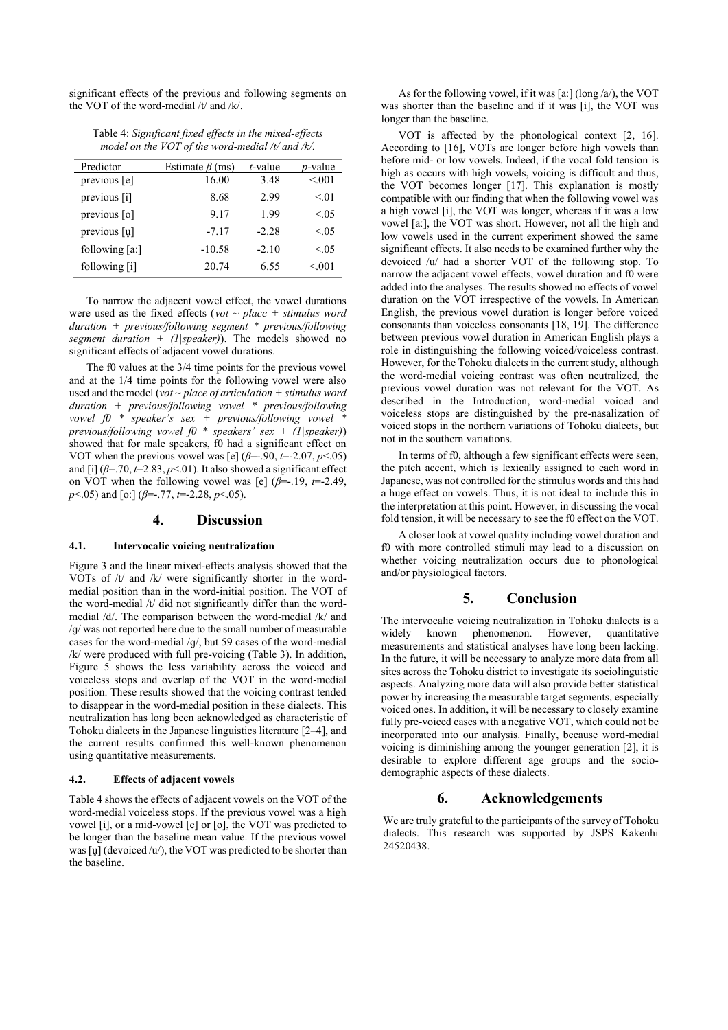significant effects of the previous and following segments on the VOT of the word-medial /t/ and /k/.

Table 4: *Significant fixed effects in the mixed-effects model on the VOT of the word-medial /t/ and /k/.*

| Predictor | Estimate $\beta$ (ms) | *t*-value | *p*-value |
|---|---|---|---|
| previous [e] | 16.00 | 3.48 | <.001 |
| previous [i] | 8.68 | 2.99 | <.01 |
| previous [o] | 9.17 | 1.99 | <.05 |
| previous [u̥] | -7.17 | -2.28 | <.05 |
| following [aː] | -10.58 | -2.10 | <.05 |
| following [i] | 20.74 | 6.55 | <.001 |

To narrow the adjacent vowel effect, the vowel durations were used as the fixed effects (*vot ~ place + stimulus word duration + previous/following segment * previous/following segment duration + (1|speaker)*). The models showed no significant effects of adjacent vowel durations.

The f0 values at the 3/4 time points for the previous vowel and at the 1/4 time points for the following vowel were also used and the model (*vot ~ place of articulation + stimulus word duration + previous/following vowel * previous/following vowel f0 * speaker's sex + previous/following vowel * previous/following vowel f0 * speakers' sex + (1|speaker)*) showed that for male speakers, f0 had a significant effect on VOT when the previous vowel was [e] ($\beta$=-.90, $t$=-2.07, $p$<.05) and [i] ($\beta$=.70, $t$=2.83, $p$<.01). It also showed a significant effect on VOT when the following vowel was [e] ($\beta$=-.19, $t$=-2.49, $p$<.05) and [oː] ($\beta$=-.77, $t$=-2.28, $p$<.05).

## 4. Discussion

### 4.1. Intervocalic voicing neutralization

Figure 3 and the linear mixed-effects analysis showed that the VOTs of /t/ and /k/ were significantly shorter in the word-medial position than in the word-initial position. The VOT of the word-medial /t/ did not significantly differ than the word-medial /d/. The comparison between the word-medial /k/ and /g/ was not reported here due to the small number of measurable cases for the word-medial /g/, but 59 cases of the word-medial /k/ were produced with full pre-voicing (Table 3). In addition, Figure 5 shows the less variability across the voiced and voiceless stops and overlap of the VOT in the word-medial position. These results showed that the voicing contrast tended to disappear in the word-medial position in these dialects. This neutralization has long been acknowledged as characteristic of Tohoku dialects in the Japanese linguistics literature [2–4], and the current results confirmed this well-known phenomenon using quantitative measurements.

### 4.2. Effects of adjacent vowels

Table 4 shows the effects of adjacent vowels on the VOT of the word-medial voiceless stops. If the previous vowel was a high vowel [i], or a mid-vowel [e] or [o], the VOT was predicted to be longer than the baseline mean value. If the previous vowel was [u̥] (devoiced /u/), the VOT was predicted to be shorter than the baseline.

As for the following vowel, if it was [aː] (long /a/), the VOT was shorter than the baseline and if it was [i], the VOT was longer than the baseline.

VOT is affected by the phonological context [2, 16]. According to [16], VOTs are longer before high vowels than before mid- or low vowels. Indeed, if the vocal fold tension is high as occurs with high vowels, voicing is difficult and thus, the VOT becomes longer [17]. This explanation is mostly compatible with our finding that when the following vowel was a high vowel [i], the VOT was longer, whereas if it was a low vowel [aː], the VOT was short. However, not all the high and low vowels used in the current experiment showed the same significant effects. It also needs to be examined further why the devoiced /u/ had a shorter VOT of the following stop. To narrow the adjacent vowel effects, vowel duration and f0 were added into the analyses. The results showed no effects of vowel duration on the VOT irrespective of the vowels. In American English, the previous vowel duration is longer before voiced consonants than voiceless consonants [18, 19]. The difference between previous vowel duration in American English plays a role in distinguishing the following voiced/voiceless contrast. However, for the Tohoku dialects in the current study, although the word-medial voicing contrast was often neutralized, the previous vowel duration was not relevant for the VOT. As described in the Introduction, word-medial voiced and voiceless stops are distinguished by the pre-nasalization of voiced stops in the northern variations of Tohoku dialects, but not in the southern variations.

In terms of f0, although a few significant effects were seen, the pitch accent, which is lexically assigned to each word in Japanese, was not controlled for the stimulus words and this had a huge effect on vowels. Thus, it is not ideal to include this in the interpretation at this point. However, in discussing the vocal fold tension, it will be necessary to see the f0 effect on the VOT.

A closer look at vowel quality including vowel duration and f0 with more controlled stimuli may lead to a discussion on whether voicing neutralization occurs due to phonological and/or physiological factors.

## 5. Conclusion

The intervocalic voicing neutralization in Tohoku dialects is a widely known phenomenon. However, quantitative measurements and statistical analyses have long been lacking. In the future, it will be necessary to analyze more data from all sites across the Tohoku district to investigate its sociolinguistic aspects. Analyzing more data will also provide better statistical power by increasing the measurable target segments, especially voiced ones. In addition, it will be necessary to closely examine fully pre-voiced cases with a negative VOT, which could not be incorporated into our analysis. Finally, because word-medial voicing is diminishing among the younger generation [2], it is desirable to explore different age groups and the socio-demographic aspects of these dialects.

## 6. Acknowledgements

We are truly grateful to the participants of the survey of Tohoku dialects. This research was supported by JSPS Kakenhi 24520438.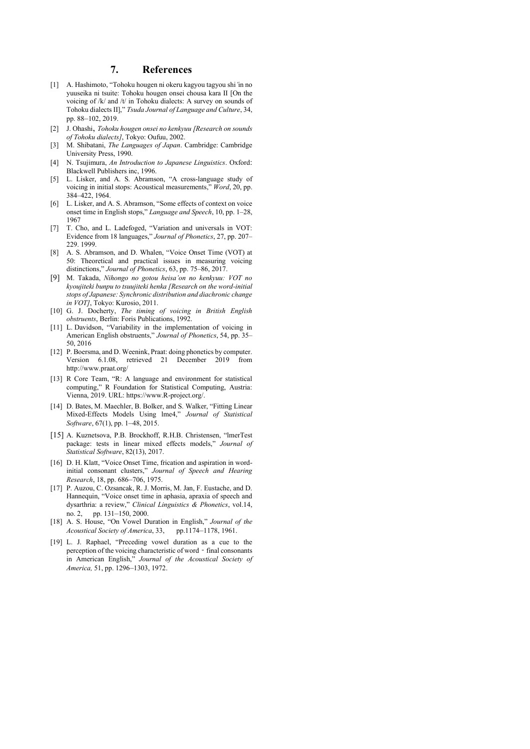# 7. References

[1] A. Hashimoto, "Tohoku hougen ni okeru kagyou tagyou shi'in no yuuseika ni tsuite: Tohoku hougen onsei chousa kara II [On the voicing of /k/ and /t/ in Tohoku dialects: A survey on sounds of Tohoku dialects II]," *Tsuda Journal of Language and Culture*, 34, pp. 88–102, 2019.

[2] J. Ohashi, *Tohoku hougen onsei no kenkyuu [Research on sounds of Tohoku dialects]*, Tokyo: Oufuu, 2002.

[3] M. Shibatani, *The Languages of Japan*. Cambridge: Cambridge University Press, 1990.

[4] N. Tsujimura, *An Introduction to Japanese Linguistics*. Oxford: Blackwell Publishers inc, 1996.

[5] L. Lisker, and A. S. Abramson, "A cross-language study of voicing in initial stops: Acoustical measurements," *Word*, 20, pp. 384–422, 1964.

[6] L. Lisker, and A. S. Abramson, "Some effects of context on voice onset time in English stops," *Language and Speech*, 10, pp. 1–28, 1967

[7] T. Cho, and L. Ladefoged, "Variation and universals in VOT: Evidence from 18 languages," *Journal of Phonetics*, 27, pp. 207–229. 1999.

[8] A. S. Abramson, and D. Whalen, "Voice Onset Time (VOT) at 50: Theoretical and practical issues in measuring voicing distinctions," *Journal of Phonetics*, 63, pp. 75–86, 2017.

[9] M. Takada, *Nihongo no gotou heisa'on no kenkyuu: VOT no kyoujiteki bunpu to tsuujiteki henka [Research on the word-initial stops of Japanese: Synchronic distribution and diachronic change in VOT]*, Tokyo: Kurosio, 2011.

[10] G. J. Docherty, *The timing of voicing in British English obstruents*, Berlin: Foris Publications, 1992.

[11] L. Davidson, "Variability in the implementation of voicing in American English obstruents," *Journal of Phonetics*, 54, pp. 35–50, 2016

[12] P. Boersma, and D. Weenink, Praat: doing phonetics by computer. Version 6.1.08, retrieved 21 December 2019 from http://www.praat.org/

[13] R Core Team, "R: A language and environment for statistical computing," R Foundation for Statistical Computing, Austria: Vienna, 2019. URL: https://www.R-project.org/.

[14] D. Bates, M. Maechler, B. Bolker, and S. Walker, "Fitting Linear Mixed-Effects Models Using lme4," *Journal of Statistical Software*, 67(1), pp. 1–48, 2015.

[15] A. Kuznetsova, P.B. Brockhoff, R.H.B. Christensen, "lmerTest package: tests in linear mixed effects models," *Journal of Statistical Software*, 82(13), 2017.

[16] D. H. Klatt, "Voice Onset Time, frication and aspiration in word-initial consonant clusters," *Journal of Speech and Hearing Research*, 18, pp. 686–706, 1975.

[17] P. Auzou, C. Ozsancak, R. J. Morris, M. Jan, F. Eustache, and D. Hannequin, "Voice onset time in aphasia, apraxia of speech and dysarthria: a review," *Clinical Linguistics & Phonetics*, vol.14, no. 2, pp. 131–150, 2000.

[18] A. S. House, "On Vowel Duration in English," *Journal of the Acoustical Society of America*, 33, pp.1174–1178, 1961.

[19] L. J. Raphael, "Preceding vowel duration as a cue to the perception of the voicing characteristic of word - final consonants in American English," *Journal of the Acoustical Society of America,* 51, pp. 1296–1303, 1972.